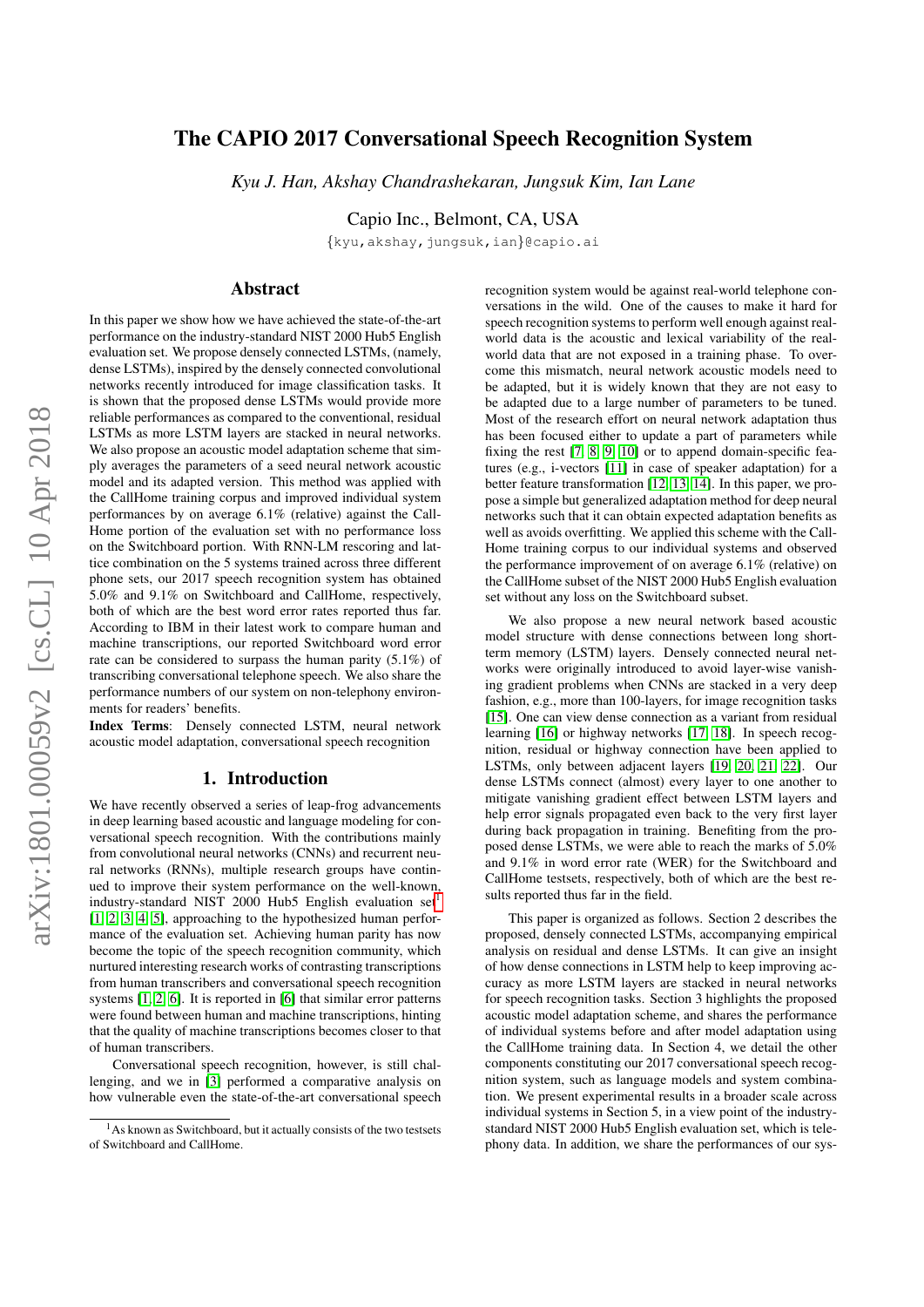# The CAPIO 2017 Conversational Speech Recognition System

*Kyu J. Han, Akshay Chandrashekaran, Jungsuk Kim, Ian Lane*

Capio Inc., Belmont, CA, USA

{kyu,akshay,jungsuk,ian}@capio.ai

## Abstract

In this paper we show how we have achieved the state-of-the-art performance on the industry-standard NIST 2000 Hub5 English evaluation set. We propose densely connected LSTMs, (namely, dense LSTMs), inspired by the densely connected convolutional networks recently introduced for image classification tasks. It is shown that the proposed dense LSTMs would provide more reliable performances as compared to the conventional, residual LSTMs as more LSTM layers are stacked in neural networks. We also propose an acoustic model adaptation scheme that simply averages the parameters of a seed neural network acoustic model and its adapted version. This method was applied with the CallHome training corpus and improved individual system performances by on average 6.1% (relative) against the CallHome portion of the evaluation set with no performance loss on the Switchboard portion. With RNN-LM rescoring and lattice combination on the 5 systems trained across three different phone sets, our 2017 speech recognition system has obtained 5.0% and 9.1% on Switchboard and CallHome, respectively, both of which are the best word error rates reported thus far. According to IBM in their latest work to compare human and machine transcriptions, our reported Switchboard word error rate can be considered to surpass the human parity (5.1%) of transcribing conversational telephone speech. We also share the performance numbers of our system on non-telephony environments for readers' benefits.

**Index Terms**: Densely connected LSTM, neural network acoustic model adaptation, conversational speech recognition

## 1. Introduction

We have recently observed a series of leap-frog advancements in deep learning based acoustic and language modeling for conversational speech recognition. With the contributions mainly from convolutional neural networks (CNNs) and recurrent neural networks (RNNs), multiple research groups have continued to improve their system performance on the well-known, industry-standard NIST 2000 Hub5 English evaluation set[1] [1, 2, 3, 4, 5], approaching to the hypothesized human performance of the evaluation set. Achieving human parity has now become the topic of the speech recognition community, which nurtured interesting research works of contrasting transcriptions from human transcribers and conversational speech recognition systems [1, 2, 6]. It is reported in [6] that similar error patterns were found between human and machine transcriptions, hinting that the quality of machine transcriptions becomes closer to that of human transcribers.

Conversational speech recognition, however, is still challenging, and we in [3] performed a comparative analysis on how vulnerable even the state-of-the-art conversational speech recognition system would be against real-world telephone conversations in the wild. One of the causes to make it hard for speech recognition systems to perform well enough against real-world data is the acoustic and lexical variability of the real-world data that are not exposed in a training phase. To overcome this mismatch, neural network acoustic models need to be adapted, but it is widely known that they are not easy to be adapted due to a large number of parameters to be tuned. Most of the research effort on neural network adaptation thus has been focused either to update a part of parameters while fixing the rest [7, 8, 9, 10] or to append domain-specific features (e.g., i-vectors [11] in case of speaker adaptation) for a better feature transformation [12, 13, 14]. In this paper, we propose a simple but generalized adaptation method for deep neural networks such that it can obtain expected adaptation benefits as well as avoids overfitting. We applied this scheme with the CallHome training corpus to our individual systems and observed the performance improvement of on average 6.1% (relative) on the CallHome subset of the NIST 2000 Hub5 English evaluation set without any loss on the Switchboard subset.

We also propose a new neural network based acoustic model structure with dense connections between long short-term memory (LSTM) layers. Densely connected neural networks were originally introduced to avoid layer-wise vanishing gradient problems when CNNs are stacked in a very deep fashion, e.g., more than 100-layers, for image recognition tasks [15]. One can view dense connection as a variant from residual learning [16] or highway networks [17, 18]. In speech recognition, residual or highway connection have been applied to LSTMs, only between adjacent layers [19, 20, 21, 22]. Our dense LSTMs connect (almost) every layer to one another to mitigate vanishing gradient effect between LSTM layers and help error signals propagated even back to the very first layer during back propagation in training. Benefiting from the proposed dense LSTMs, we were able to reach the marks of 5.0% and 9.1% in word error rate (WER) for the Switchboard and CallHome testsets, respectively, both of which are the best results reported thus far in the field.

This paper is organized as follows. Section 2 describes the proposed, densely connected LSTMs, accompanying empirical analysis on residual and dense LSTMs. It can give an insight of how dense connections in LSTM help to keep improving accuracy as more LSTM layers are stacked in neural networks for speech recognition tasks. Section 3 highlights the proposed acoustic model adaptation scheme, and shares the performance of individual systems before and after model adaptation using the CallHome training data. In Section 4, we detail the other components constituting our 2017 conversational speech recognition system, such as language models and system combination. We present experimental results in a broader scale across individual systems in Section 5, in a view point of the industry-standard NIST 2000 Hub5 English evaluation set, which is telephony data. In addition, we share the performances of our sys-

[1] As known as Switchboard, but it actually consists of the two testsets of Switchboard and CallHome.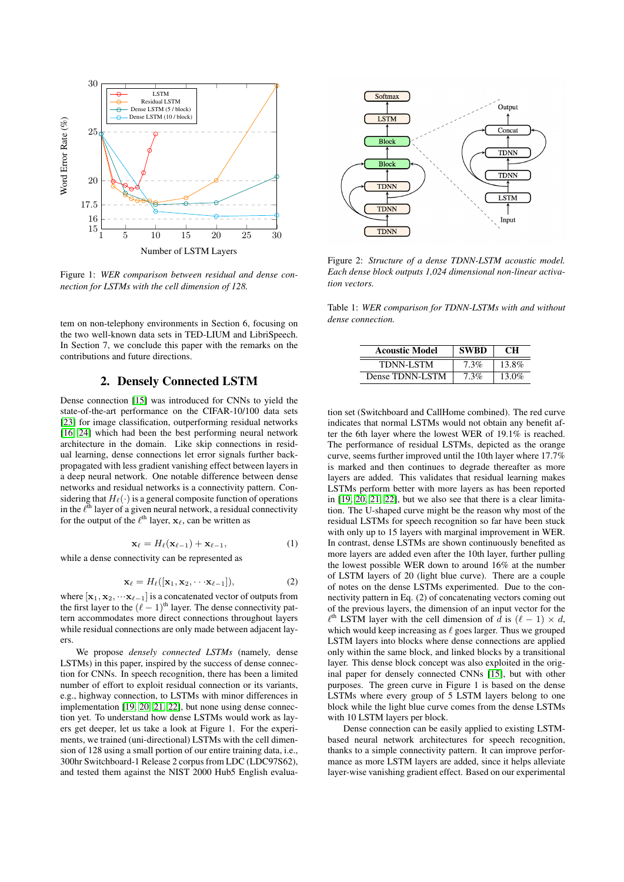Figure 1: *WER comparison between residual and dense connection for LSTMs with the cell dimension of 128.*

Figure 2: *Structure of a dense TDNN-LSTM acoustic model. Each dense block outputs 1,024 dimensional non-linear activation vectors.*

Table 1: *WER comparison for TDNN-LSTMs with and without dense connection.*

| Acoustic Model | SWBD | CH |
|---|---|---|
| TDNN-LSTM | 7.3% | 13.8% |
| Dense TDNN-LSTM | 7.3% | 13.0% |

tem on non-telephony environments in Section 6, focusing on the two well-known data sets in TED-LIUM and LibriSpeech. In Section 7, we conclude this paper with the remarks on the contributions and future directions.

## 2. Densely Connected LSTM

Dense connection [15] was introduced for CNNs to yield the state-of-the-art performance on the CIFAR-10/100 data sets [23] for image classification, outperforming residual networks [16, 24] which had been the best performing neural network architecture in the domain. Like skip connections in residual learning, dense connections let error signals further back-propagated with less gradient vanishing effect between layers in a deep neural network. One notable difference between dense networks and residual networks is a connectivity pattern. Considering that $H_\ell(\cdot)$ is a general composite function of operations in the $\ell^{\text{th}}$ layer of a given neural network, a residual connectivity for the output of the $\ell^{\text{th}}$ layer, $\mathbf{x}_\ell$, can be written as

$$\mathbf{x}_\ell = H_\ell(\mathbf{x}_{\ell-1}) + \mathbf{x}_{\ell-1}, \tag{1}$$

while a dense connectivity can be represented as

$$\mathbf{x}_\ell = H_\ell([\mathbf{x}_1, \mathbf{x}_2, \cdots \mathbf{x}_{\ell-1}]), \tag{2}$$

where $[\mathbf{x}_1, \mathbf{x}_2, \cdots \mathbf{x}_{\ell-1}]$ is a concatenated vector of outputs from the first layer to the $(\ell-1)^{\text{th}}$ layer. The dense connectivity pattern accommodates more direct connections throughout layers while residual connections are only made between adjacent layers.

We propose *densely connected LSTMs* (namely, dense LSTMs) in this paper, inspired by the success of dense connection for CNNs. In speech recognition, there has been a limited number of effort to exploit residual connection or its variants, e.g., highway connection, to LSTMs with minor differences in implementation [19, 20, 21, 22], but none using dense connection yet. To understand how dense LSTMs would work as layers get deeper, let us take a look at Figure 1. For the experiments, we trained (uni-directional) LSTMs with the cell dimension of 128 using a small portion of our entire training data, i.e., 300hr Switchboard-1 Release 2 corpus from LDC (LDC97S62), and tested them against the NIST 2000 Hub5 English evaluation set (Switchboard and CallHome combined). The red curve indicates that normal LSTMs would not obtain any benefit after the 6th layer where the lowest WER of 19.1% is reached. The performance of residual LSTMs, depicted as the orange curve, seems further improved until the 10th layer where 17.7% is marked and then continues to degrade thereafter as more layers are added. This validates that residual learning makes LSTMs perform better with more layers as has been reported in [19, 20, 21, 22], but we also see that there is a clear limitation. The U-shaped curve might be the reason why most of the residual LSTMs for speech recognition so far have been stuck with only up to 15 layers with marginal improvement in WER. In contrast, dense LSTMs are shown continuously benefited as more layers are added even after the 10th layer, further pulling the lowest possible WER down to around 16% at the number of LSTM layers of 20 (light blue curve). There are a couple of notes on the dense LSTMs experimented. Due to the connectivity pattern in Eq. (2) of concatenating vectors coming out of the previous layers, the dimension of an input vector for the $\ell^{\text{th}}$ LSTM layer with the cell dimension of $d$ is $(\ell-1) \times d$, which would keep increasing as $\ell$ goes larger. Thus we grouped LSTM layers into blocks where dense connections are applied only within the same block, and linked blocks by a transitional layer. This dense block concept was also exploited in the original paper for densely connected CNNs [15], but with other purposes. The green curve in Figure 1 is based on the dense LSTMs where every group of 5 LSTM layers belong to one block while the light blue curve comes from the dense LSTMs with 10 LSTM layers per block.

Dense connection can be easily applied to existing LSTM-based neural network architectures for speech recognition, thanks to a simple connectivity pattern. It can improve performance as more LSTM layers are added, since it helps alleviate layer-wise vanishing gradient effect. Based on our experimental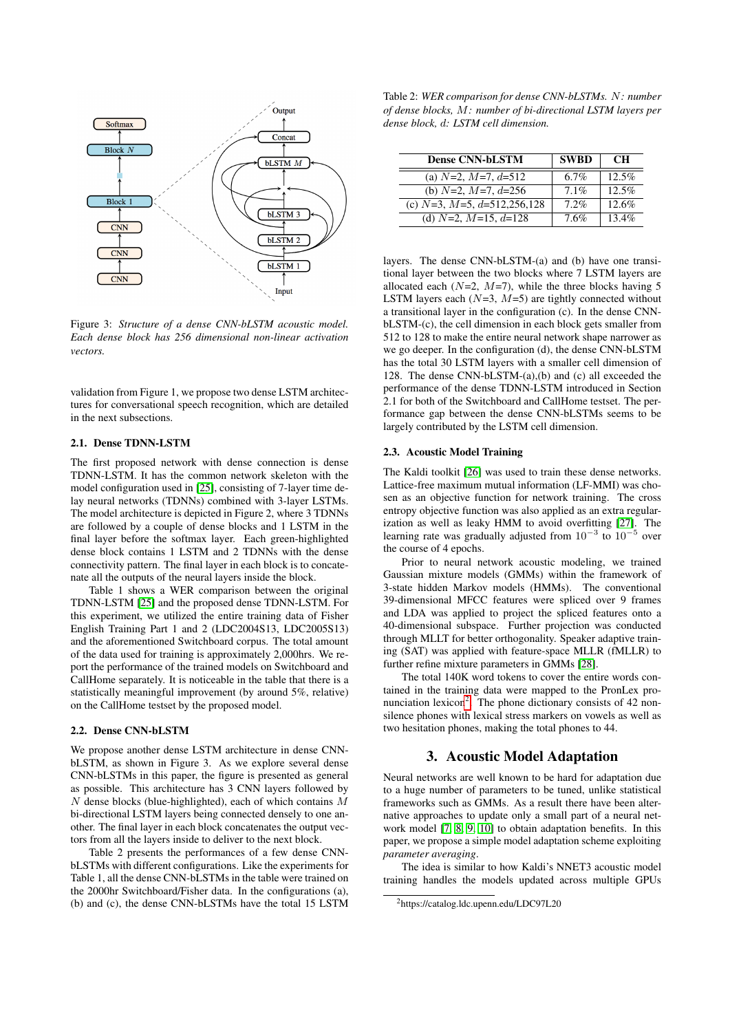Figure 3: *Structure of a dense CNN-bLSTM acoustic model. Each dense block has 256 dimensional non-linear activation vectors.*

validation from Figure 1, we propose two dense LSTM architectures for conversational speech recognition, which are detailed in the next subsections.

### 2.1. Dense TDNN-LSTM

The first proposed network with dense connection is dense TDNN-LSTM. It has the common network skeleton with the model configuration used in [25], consisting of 7-layer time delay neural networks (TDNNs) combined with 3-layer LSTMs. The model architecture is depicted in Figure 2, where 3 TDNNs are followed by a couple of dense blocks and 1 LSTM in the final layer before the softmax layer. Each green-highlighted dense block contains 1 LSTM and 2 TDNNs with the dense connectivity pattern. The final layer in each block is to concatenate all the outputs of the neural layers inside the block.

Table 1 shows a WER comparison between the original TDNN-LSTM [25] and the proposed dense TDNN-LSTM. For this experiment, we utilized the entire training data of Fisher English Training Part 1 and 2 (LDC2004S13, LDC2005S13) and the aforementioned Switchboard corpus. The total amount of the data used for training is approximately 2,000hrs. We report the performance of the trained models on Switchboard and CallHome testset separately. It is noticeable in the table that there is a statistically meaningful improvement (by around 5%, relative) on the CallHome testset by the proposed model.

### 2.2. Dense CNN-bLSTM

We propose another dense LSTM architecture in dense CNN-bLSTM, as shown in Figure 3. As we explore several dense CNN-bLSTMs in this paper, the figure is presented as general as possible. This architecture has 3 CNN layers followed by $N$ dense blocks (blue-highlighted), each of which contains $M$ bi-directional LSTM layers being connected densely to one another. The final layer in each block concatenates the output vectors from all the layers inside to deliver to the next block.

Table 2 presents the performances of a few dense CNN-bLSTMs with different configurations. Like the experiments for Table 1, all the dense CNN-bLSTMs in the table were trained on the 2000hr Switchboard/Fisher data. In the configurations (a), (b) and (c), the dense CNN-bLSTMs have the total 15 LSTM layers. The dense CNN-bLSTM-(a) and (b) have one transitional layer between the two blocks where 7 LSTM layers are allocated each ($N$=2, $M$=7), while the three blocks having 5 LSTM layers each ($N$=3, $M$=5) are tightly connected without a transitional layer in the configuration (c). In the dense CNN-bLSTM-(c), the cell dimension in each block gets smaller from 512 to 128 to make the entire neural network shape narrower as we go deeper. In the configuration (d), the dense CNN-bLSTM has the total 30 LSTM layers with a smaller cell dimension of 128. The dense CNN-bLSTM-(a),(b) and (c) all exceeded the performance of the dense TDNN-LSTM introduced in Section 2.1 for both of the Switchboard and CallHome testset. The performance gap between the dense CNN-bLSTMs seems to be largely contributed by the LSTM cell dimension.

Table 2: *WER comparison for dense CNN-bLSTMs. $N$: number of dense blocks, $M$: number of bi-directional LSTM layers per dense block, $d$: LSTM cell dimension.*

| Dense CNN-bLSTM | SWBD | CH |
|---|---|---|
| (a) $N$=2, $M$=7, $d$=512 | 6.7% | 12.5% |
| (b) $N$=2, $M$=7, $d$=256 | 7.1% | 12.5% |
| (c) $N$=3, $M$=5, $d$=512,256,128 | 7.2% | 12.6% |
| (d) $N$=2, $M$=15, $d$=128 | 7.6% | 13.4% |

### 2.3. Acoustic Model Training

The Kaldi toolkit [26] was used to train these dense networks. Lattice-free maximum mutual information (LF-MMI) was chosen as an objective function for network training. The cross entropy objective function was also applied as an extra regularization as well as using leaky HMM to avoid overfitting [27]. The learning rate was gradually adjusted from $10^{-3}$ to $10^{-5}$ over the course of 4 epochs.

Prior to neural network acoustic modeling, we trained Gaussian mixture models (GMMs) within the framework of 3-state hidden Markov models (HMMs). The conventional 39-dimensional MFCC features were spliced over 9 frames and LDA was applied to project the spliced features onto a 40-dimensional subspace. Further projection was conducted through MLLT for better orthogonality. Speaker adaptive training (SAT) was applied with feature-space MLLR (fMLLR) to further refine mixture parameters in GMMs [28].

The total 140K word tokens to cover the entire words contained in the training data were mapped to the PronLex pronunciation lexicon[2]. The phone dictionary consists of 42 non-silence phones with lexical stress markers on vowels as well as two hesitation phones, making the total phones to 44.

## 3. Acoustic Model Adaptation

Neural networks are well known to be hard for adaptation due to a huge number of parameters to be tuned, unlike statistical frameworks such as GMMs. As a result there have been alternative approaches to update only a small part of a neural network model [7, 8, 9, 10] to obtain adaptation benefits. In this paper, we propose a simple model adaptation scheme exploiting *parameter averaging*.

The idea is similar to how Kaldi's NNET3 acoustic model training handles the models updated across multiple GPUs

[2]https://catalog.ldc.upenn.edu/LDC97L20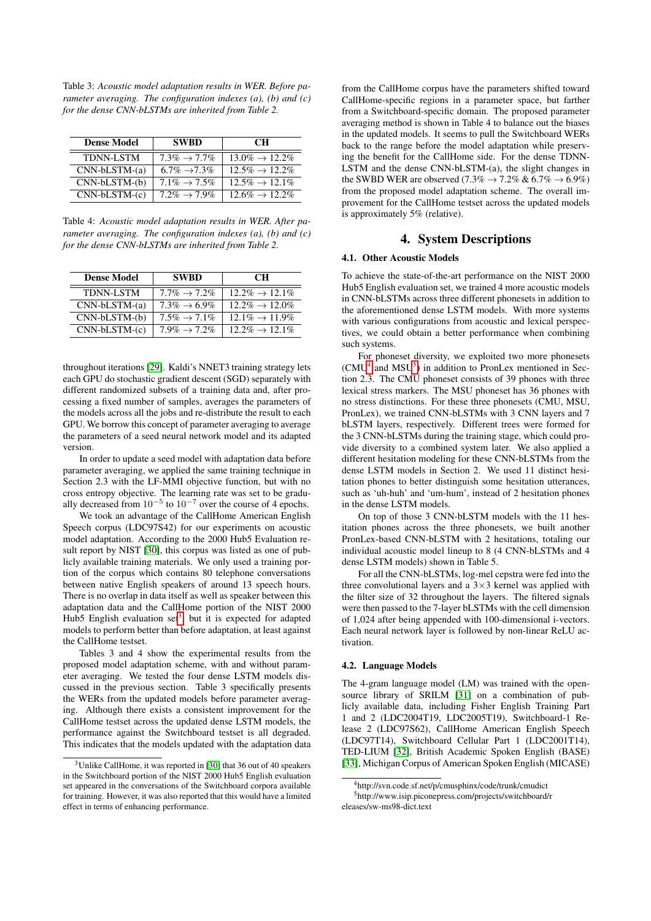Table 3: *Acoustic model adaptation results in WER. Before parameter averaging. The configuration indexes (a), (b) and (c) for the dense CNN-bLSTMs are inherited from Table 2.*

| Dense Model | SWBD | CH |
|---|---|---|
| TDNN-LSTM | 7.3% → 7.7% | 13.0% → 12.2% |
| CNN-bLSTM-(a) | 6.7% →7.3% | 12.5% → 12.2% |
| CNN-bLSTM-(b) | 7.1% → 7.5% | 12.5% → 12.1% |
| CNN-bLSTM-(c) | 7.2% → 7.9% | 12.6% → 12.2% |

Table 4: *Acoustic model adaptation results in WER. After parameter averaging. The configuration indexes (a), (b) and (c) for the dense CNN-bLSTMs are inherited from Table 2.*

| Dense Model | SWBD | CH |
|---|---|---|
| TDNN-LSTM | 7.7% → 7.2% | 12.2% → 12.1% |
| CNN-bLSTM-(a) | 7.3% → 6.9% | 12.2% → 12.0% |
| CNN-bLSTM-(b) | 7.5% → 7.1% | 12.1% → 11.9% |
| CNN-bLSTM-(c) | 7.9% → 7.2% | 12.2% → 12.1% |

throughout iterations [29]. Kaldi's NNET3 training strategy lets each GPU do stochastic gradient descent (SGD) separately with different randomized subsets of a training data and, after processing a fixed number of samples, averages the parameters of the models across all the jobs and re-distribute the result to each GPU. We borrow this concept of parameter averaging to average the parameters of a seed neural network model and its adapted version.

In order to update a seed model with adaptation data before parameter averaging, we applied the same training technique in Section 2.3 with the LF-MMI objective function, but with no cross entropy objective. The learning rate was set to be gradually decreased from $10^{-5}$ to $10^{-7}$ over the course of 4 epochs.

We took an advantage of the CallHome American English Speech corpus (LDC97S42) for our experiments on acoustic model adaptation. According to the 2000 Hub5 Evaluation result report by NIST [30], this corpus was listed as one of publicly available training materials. We only used a training portion of the corpus which contains 80 telephone conversations between native English speakers of around 13 speech hours. There is no overlap in data itself as well as speaker between this adaptation data and the CallHome portion of the NIST 2000 Hub5 English evaluation set[3], but it is expected for adapted models to perform better than before adaptation, at least against the CallHome testset.

Tables 3 and 4 show the experimental results from the proposed model adaptation scheme, with and without parameter averaging. We tested the four dense LSTM models discussed in the previous section. Table 3 specifically presents the WERs from the updated models before parameter averaging. Although there exists a consistent improvement for the CallHome testset across the updated dense LSTM models, the performance against the Switchboard testset is all degraded. This indicates that the models updated with the adaptation data from the CallHome corpus have the parameters shifted toward CallHome-specific regions in a parameter space, but farther from a Switchboard-specific domain. The proposed parameter averaging method is shown in Table 4 to balance out the biases in the updated models. It seems to pull the Switchboard WERs back to the range before the model adaptation while preserving the benefit for the CallHome side. For the dense TDNN-LSTM and the dense CNN-bLSTM-(a), the slight changes in the SWBD WER are observed (7.3% → 7.2% & 6.7% → 6.9%) from the proposed model adaptation scheme. The overall improvement for the CallHome testset across the updated models is approximately 5% (relative).

## 4. System Descriptions

### 4.1. Other Acoustic Models

To achieve the state-of-the-art performance on the NIST 2000 Hub5 English evaluation set, we trained 4 more acoustic models in CNN-bLSTMs across three different phonesets in addition to the aforementioned dense LSTM models. With more systems with various configurations from acoustic and lexical perspectives, we could obtain a better performance when combining such systems.

For phoneset diversity, we exploited two more phonesets (CMU[4] and MSU[5]) in addition to PronLex mentioned in Section 2.3. The CMU phoneset consists of 39 phones with three lexical stress markers. The MSU phoneset has 36 phones with no stress distinctions. For these three phonesets (CMU, MSU, PronLex), we trained CNN-bLSTMs with 3 CNN layers and 7 bLSTM layers, respectively. Different trees were formed for the 3 CNN-bLSTMs during the training stage, which could provide diversity to a combined system later. We also applied a different hesitation modeling for these CNN-bLSTMs from the dense LSTM models in Section 2. We used 11 distinct hesitation phones to better distinguish some hesitation utterances, such as 'uh-huh' and 'um-hum', instead of 2 hesitation phones in the dense LSTM models.

On top of those 3 CNN-bLSTM models with the 11 hesitation phones across the three phonesets, we built another PronLex-based CNN-bLSTM with 2 hesitations, totaling our individual acoustic model lineup to 8 (4 CNN-bLSTMs and 4 dense LSTM models) shown in Table 5.

For all the CNN-bLSTMs, log-mel cepstra were fed into the three convolutional layers and a 3×3 kernel was applied with the filter size of 32 throughout the layers. The filtered signals were then passed to the 7-layer bLSTMs with the cell dimension of 1,024 after being appended with 100-dimensional i-vectors. Each neural network layer is followed by non-linear ReLU activation.

### 4.2. Language Models

The 4-gram language model (LM) was trained with the open-source library of SRILM [31] on a combination of publicly available data, including Fisher English Training Part 1 and 2 (LDC2004T19, LDC2005T19), Switchboard-1 Release 2 (LDC97S62), CallHome American English Speech (LDC97T14), Switchboard Cellular Part 1 (LDC2001T14), TED-LIUM [32], British Academic Spoken English (BASE) [33], Michigan Corpus of American Spoken English (MICASE)

[3] Unlike CallHome, it was reported in [30] that 36 out of 40 speakers in the Switchboard portion of the NIST 2000 Hub5 English evaluation set appeared in the conversations of the Switchboard corpora available for training. However, it was also reported that this would have a limited effect in terms of enhancing performance.

[4] http://svn.code.sf.net/p/cmusphinx/code/trunk/cmudict

[5] http://www.isip.piconepress.com/projects/switchboard/releases/sw-ms98-dict.text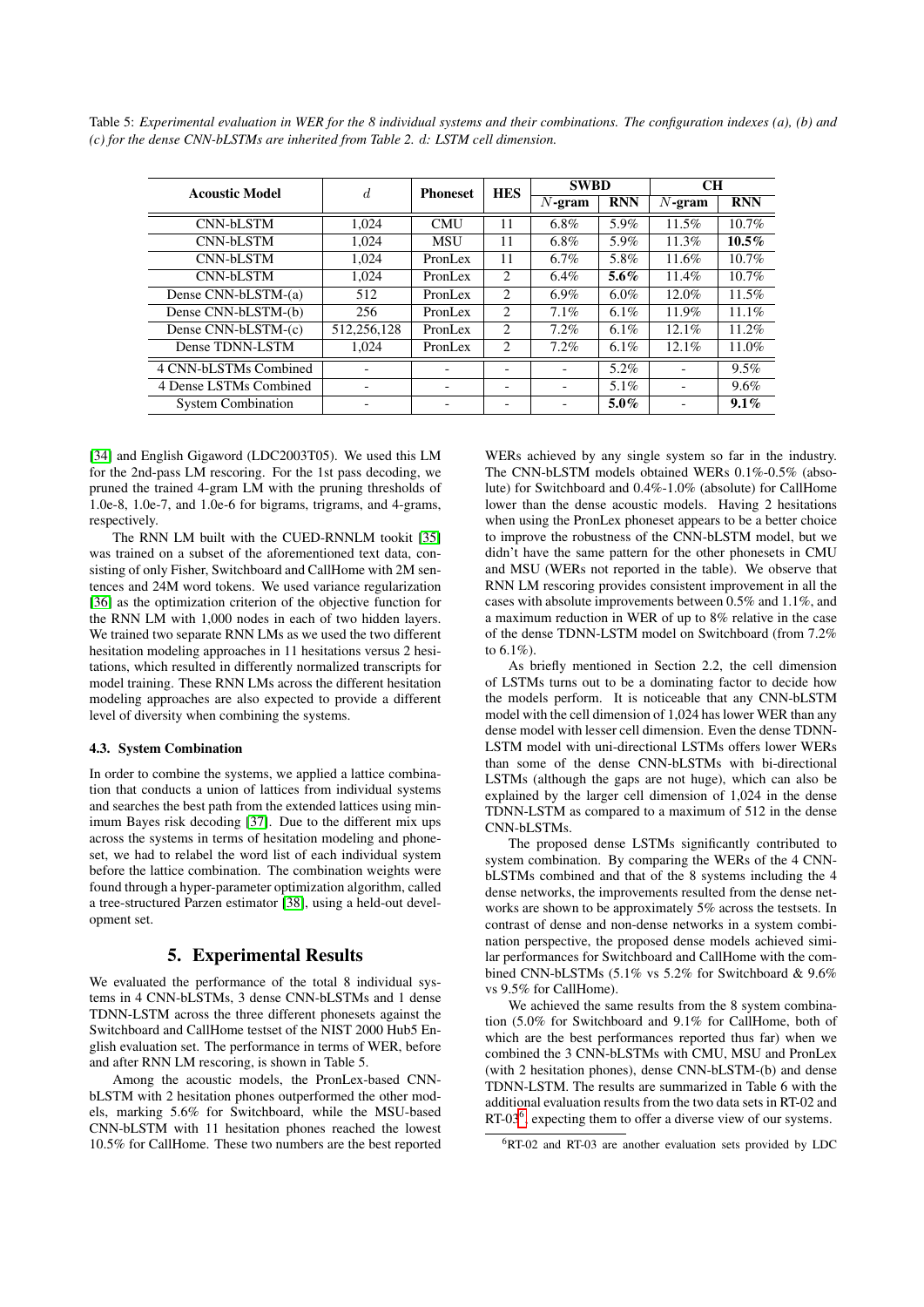Table 5: *Experimental evaluation in WER for the 8 individual systems and their combinations. The configuration indexes (a), (b) and (c) for the dense CNN-bLSTMs are inherited from Table 2. d: LSTM cell dimension.*

| Acoustic Model | $d$ | Phoneset | HES | SWBD | | CH | |
|---|---|---|---|---|---|---|---|
| | | | | $N$-gram | RNN | $N$-gram | RNN |
| CNN-bLSTM | 1,024 | CMU | 11 | 6.8% | 5.9% | 11.5% | 10.7% |
| CNN-bLSTM | 1,024 | MSU | 11 | 6.8% | 5.9% | 11.3% | **10.5%** |
| CNN-bLSTM | 1,024 | PronLex | 11 | 6.7% | 5.8% | 11.6% | 10.7% |
| CNN-bLSTM | 1,024 | PronLex | 2 | 6.4% | **5.6%** | 11.4% | 10.7% |
| Dense CNN-bLSTM-(a) | 512 | PronLex | 2 | 6.9% | 6.0% | 12.0% | 11.5% |
| Dense CNN-bLSTM-(b) | 256 | PronLex | 2 | 7.1% | 6.1% | 11.9% | 11.1% |
| Dense CNN-bLSTM-(c) | 512,256,128 | PronLex | 2 | 7.2% | 6.1% | 12.1% | 11.2% |
| Dense TDNN-LSTM | 1,024 | PronLex | 2 | 7.2% | 6.1% | 12.1% | 11.0% |
| 4 CNN-bLSTMs Combined | - | - | - | - | 5.2% | - | 9.5% |
| 4 Dense LSTMs Combined | - | - | - | - | 5.1% | - | 9.6% |
| System Combination | - | - | - | - | **5.0%** | - | **9.1%** |

[34] and English Gigaword (LDC2003T05). We used this LM for the 2nd-pass LM rescoring. For the 1st pass decoding, we pruned the trained 4-gram LM with the pruning thresholds of 1.0e-8, 1.0e-7, and 1.0e-6 for bigrams, trigrams, and 4-grams, respectively.

The RNN LM built with the CUED-RNNLM tookit [35] was trained on a subset of the aforementioned text data, consisting of only Fisher, Switchboard and CallHome with 2M sentences and 24M word tokens. We used variance regularization [36] as the optimization criterion of the objective function for the RNN LM with 1,000 nodes in each of two hidden layers. We trained two separate RNN LMs as we used the two different hesitation modeling approaches in 11 hesitations versus 2 hesitations, which resulted in differently normalized transcripts for model training. These RNN LMs across the different hesitation modeling approaches are also expected to provide a different level of diversity when combining the systems.

### 4.3. System Combination

In order to combine the systems, we applied a lattice combination that conducts a union of lattices from individual systems and searches the best path from the extended lattices using minimum Bayes risk decoding [37]. Due to the different mix ups across the systems in terms of hesitation modeling and phoneset, we had to relabel the word list of each individual system before the lattice combination. The combination weights were found through a hyper-parameter optimization algorithm, called a tree-structured Parzen estimator [38], using a held-out development set.

## 5. Experimental Results

We evaluated the performance of the total 8 individual systems in 4 CNN-bLSTMs, 3 dense CNN-bLSTMs and 1 dense TDNN-LSTM across the three different phonesets against the Switchboard and CallHome testset of the NIST 2000 Hub5 English evaluation set. The performance in terms of WER, before and after RNN LM rescoring, is shown in Table 5.

Among the acoustic models, the PronLex-based CNN-bLSTM with 2 hesitation phones outperformed the other models, marking 5.6% for Switchboard, while the MSU-based CNN-bLSTM with 11 hesitation phones reached the lowest 10.5% for CallHome. These two numbers are the best reported WERs achieved by any single system so far in the industry. The CNN-bLSTM models obtained WERs 0.1%-0.5% (absolute) for Switchboard and 0.4%-1.0% (absolute) for CallHome lower than the dense acoustic models. Having 2 hesitations when using the PronLex phoneset appears to be a better choice to improve the robustness of the CNN-bLSTM model, but we didn't have the same pattern for the other phonesets in CMU and MSU (WERs not reported in the table). We observe that RNN LM rescoring provides consistent improvement in all the cases with absolute improvements between 0.5% and 1.1%, and a maximum reduction in WER of up to 8% relative in the case of the dense TDNN-LSTM model on Switchboard (from 7.2% to 6.1%).

As briefly mentioned in Section 2.2, the cell dimension of LSTMs turns out to be a dominating factor to decide how the models perform. It is noticeable that any CNN-bLSTM model with the cell dimension of 1,024 has lower WER than any dense model with lesser cell dimension. Even the dense TDNN-LSTM model with uni-directional LSTMs offers lower WERs than some of the dense CNN-bLSTMs with bi-directional LSTMs (although the gaps are not huge), which can also be explained by the larger cell dimension of 1,024 in the dense TDNN-LSTM as compared to a maximum of 512 in the dense CNN-bLSTMs.

The proposed dense LSTMs significantly contributed to system combination. By comparing the WERs of the 4 CNN-bLSTMs combined and that of the 8 systems including the 4 dense networks, the improvements resulted from the dense networks are shown to be approximately 5% across the testsets. In contrast of dense and non-dense networks in a system combination perspective, the proposed dense models achieved similar performances for Switchboard and CallHome with the combined CNN-bLSTMs (5.1% vs 5.2% for Switchboard & 9.6% vs 9.5% for CallHome).

We achieved the same results from the 8 system combination (5.0% for Switchboard and 9.1% for CallHome, both of which are the best performances reported thus far) when we combined the 3 CNN-bLSTMs with CMU, MSU and PronLex (with 2 hesitation phones), dense CNN-bLSTM-(b) and dense TDNN-LSTM. The results are summarized in Table 6 with the additional evaluation results from the two data sets in RT-02 and RT-03[6], expecting them to offer a diverse view of our systems.

[6] RT-02 and RT-03 are another evaluation sets provided by LDC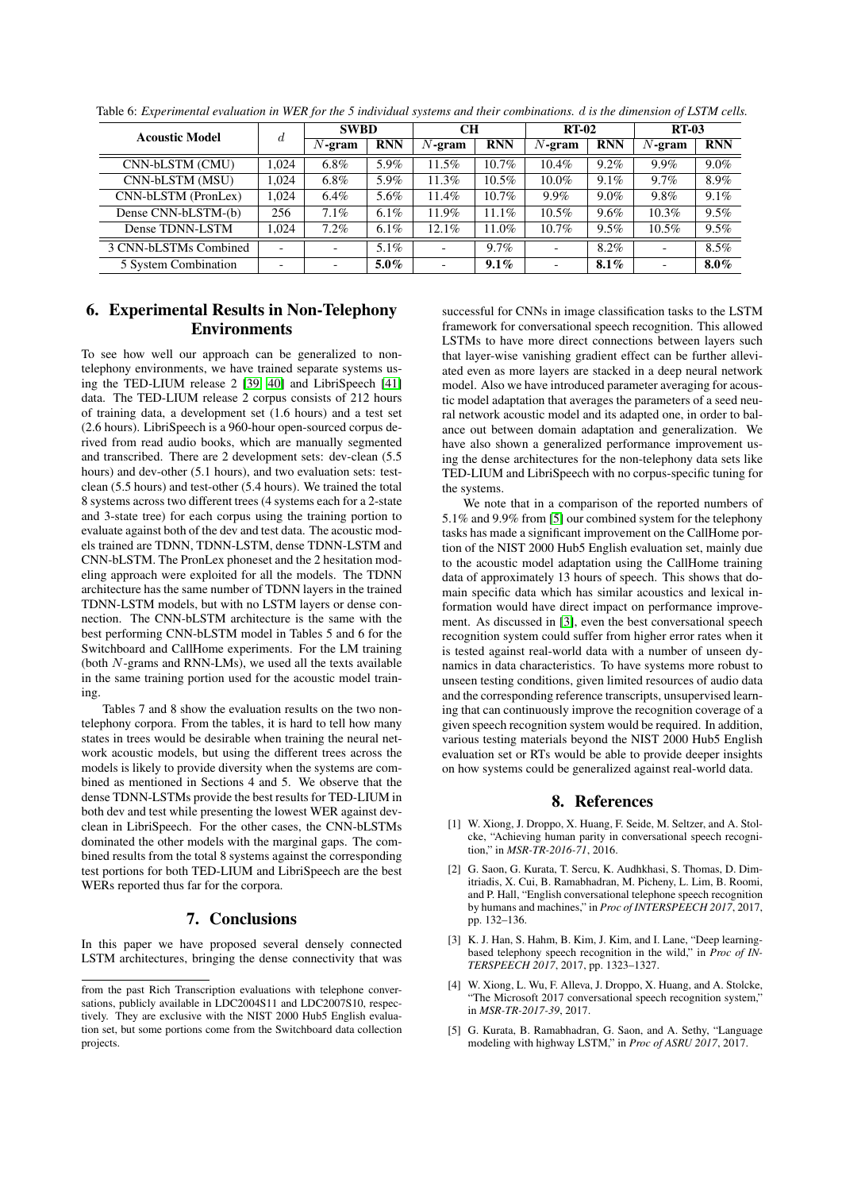Table 6: *Experimental evaluation in WER for the 5 individual systems and their combinations. d is the dimension of LSTM cells.*

| Acoustic Model | $d$ | SWBD | | CH | | RT-02 | | RT-03 | |
|---|---|---|---|---|---|---|---|---|---|
| | | $N$-gram | RNN | $N$-gram | RNN | $N$-gram | RNN | $N$-gram | RNN |
| CNN-bLSTM (CMU) | 1,024 | 6.8% | 5.9% | 11.5% | 10.7% | 10.4% | 9.2% | 9.9% | 9.0% |
| CNN-bLSTM (MSU) | 1,024 | 6.8% | 5.9% | 11.3% | 10.5% | 10.0% | 9.1% | 9.7% | 8.9% |
| CNN-bLSTM (PronLex) | 1,024 | 6.4% | 5.6% | 11.4% | 10.7% | 9.9% | 9.0% | 9.8% | 9.1% |
| Dense CNN-bLSTM-(b) | 256 | 7.1% | 6.1% | 11.9% | 11.1% | 10.5% | 9.6% | 10.3% | 9.5% |
| Dense TDNN-LSTM | 1,024 | 7.2% | 6.1% | 12.1% | 11.0% | 10.7% | 9.5% | 10.5% | 9.5% |
| 3 CNN-bLSTMs Combined | - | - | 5.1% | - | 9.7% | - | 8.2% | - | 8.5% |
| 5 System Combination | - | - | **5.0%** | - | **9.1%** | - | **8.1%** | - | **8.0%** |

## 6. Experimental Results in Non-Telephony Environments

To see how well our approach can be generalized to non-telephony environments, we have trained separate systems using the TED-LIUM release 2 [39, 40] and LibriSpeech [41] data. The TED-LIUM release 2 corpus consists of 212 hours of training data, a development set (1.6 hours) and a test set (2.6 hours). LibriSpeech is a 960-hour open-sourced corpus derived from read audio books, which are manually segmented and transcribed. There are 2 development sets: dev-clean (5.5 hours) and dev-other (5.1 hours), and two evaluation sets: test-clean (5.5 hours) and test-other (5.4 hours). We trained the total 8 systems across two different trees (4 systems each for a 2-state and 3-state tree) for each corpus using the training portion to evaluate against both of the dev and test data. The acoustic models trained are TDNN, TDNN-LSTM, dense TDNN-LSTM and CNN-bLSTM. The PronLex phoneset and the 2 hesitation modeling approach were exploited for all the models. The TDNN architecture has the same number of TDNN layers in the trained TDNN-LSTM models, but with no LSTM layers or dense connection. The CNN-bLSTM architecture is the same with the best performing CNN-bLSTM model in Tables 5 and 6 for the Switchboard and CallHome experiments. For the LM training (both $N$-grams and RNN-LMs), we used all the texts available in the same training portion used for the acoustic model training.

Tables 7 and 8 show the evaluation results on the two non-telephony corpora. From the tables, it is hard to tell how many states in trees would be desirable when training the neural network acoustic models, but using the different trees across the models is likely to provide diversity when the systems are combined as mentioned in Sections 4 and 5. We observe that the dense TDNN-LSTMs provide the best results for TED-LIUM in both dev and test while presenting the lowest WER against dev-clean in LibriSpeech. For the other cases, the CNN-bLSTMs dominated the other models with the marginal gaps. The combined results from the total 8 systems against the corresponding test portions for both TED-LIUM and LibriSpeech are the best WERs reported thus far for the corpora.

## 7. Conclusions

In this paper we have proposed several densely connected LSTM architectures, bringing the dense connectivity that was successful for CNNs in image classification tasks to the LSTM framework for conversational speech recognition. This allowed LSTMs to have more direct connections between layers such that layer-wise vanishing gradient effect can be further alleviated even as more layers are stacked in a deep neural network model. Also we have introduced parameter averaging for acoustic model adaptation that averages the parameters of a seed neural network acoustic model and its adapted one, in order to balance out between domain adaptation and generalization. We have also shown a generalized performance improvement using the dense architectures for the non-telephony data sets like TED-LIUM and LibriSpeech with no corpus-specific tuning for the systems.

We note that in a comparison of the reported numbers of 5.1% and 9.9% from [5] our combined system for the telephony tasks has made a significant improvement on the CallHome portion of the NIST 2000 Hub5 English evaluation set, mainly due to the acoustic model adaptation using the CallHome training data of approximately 13 hours of speech. This shows that domain specific data which has similar acoustics and lexical information would have direct impact on performance improvement. As discussed in [3], even the best conversational speech recognition system could suffer from higher error rates when it is tested against real-world data with a number of unseen dynamics in data characteristics. To have systems more robust to unseen testing conditions, given limited resources of audio data and the corresponding reference transcripts, unsupervised learning that can continuously improve the recognition coverage of a given speech recognition system would be required. In addition, various testing materials beyond the NIST 2000 Hub5 English evaluation set or RTs would be able to provide deeper insights on how systems could be generalized against real-world data.

from the past Rich Transcription evaluations with telephone conversations, publicly available in LDC2004S11 and LDC2007S10, respectively. They are exclusive with the NIST 2000 Hub5 English evaluation set, but some portions come from the Switchboard data collection projects.

## 8. References

[1] W. Xiong, J. Droppo, X. Huang, F. Seide, M. Seltzer, and A. Stolcke, "Achieving human parity in conversational speech recognition," in *MSR-TR-2016-71*, 2016.

[2] G. Saon, G. Kurata, T. Sercu, K. Audhkhasi, S. Thomas, D. Dimitriadis, X. Cui, B. Ramabhadran, M. Picheny, L. Lim, B. Roomi, and P. Hall, "English conversational telephone speech recognition by humans and machines," in *Proc of INTERSPEECH 2017*, 2017, pp. 132–136.

[3] K. J. Han, S. Hahm, B. Kim, J. Kim, and I. Lane, "Deep learning-based telephony speech recognition in the wild," in *Proc of INTERSPEECH 2017*, 2017, pp. 1323–1327.

[4] W. Xiong, L. Wu, F. Alleva, J. Droppo, X. Huang, and A. Stolcke, "The Microsoft 2017 conversational speech recognition system," in *MSR-TR-2017-39*, 2017.

[5] G. Kurata, B. Ramabhadran, G. Saon, and A. Sethy, "Language modeling with highway LSTM," in *Proc of ASRU 2017*, 2017.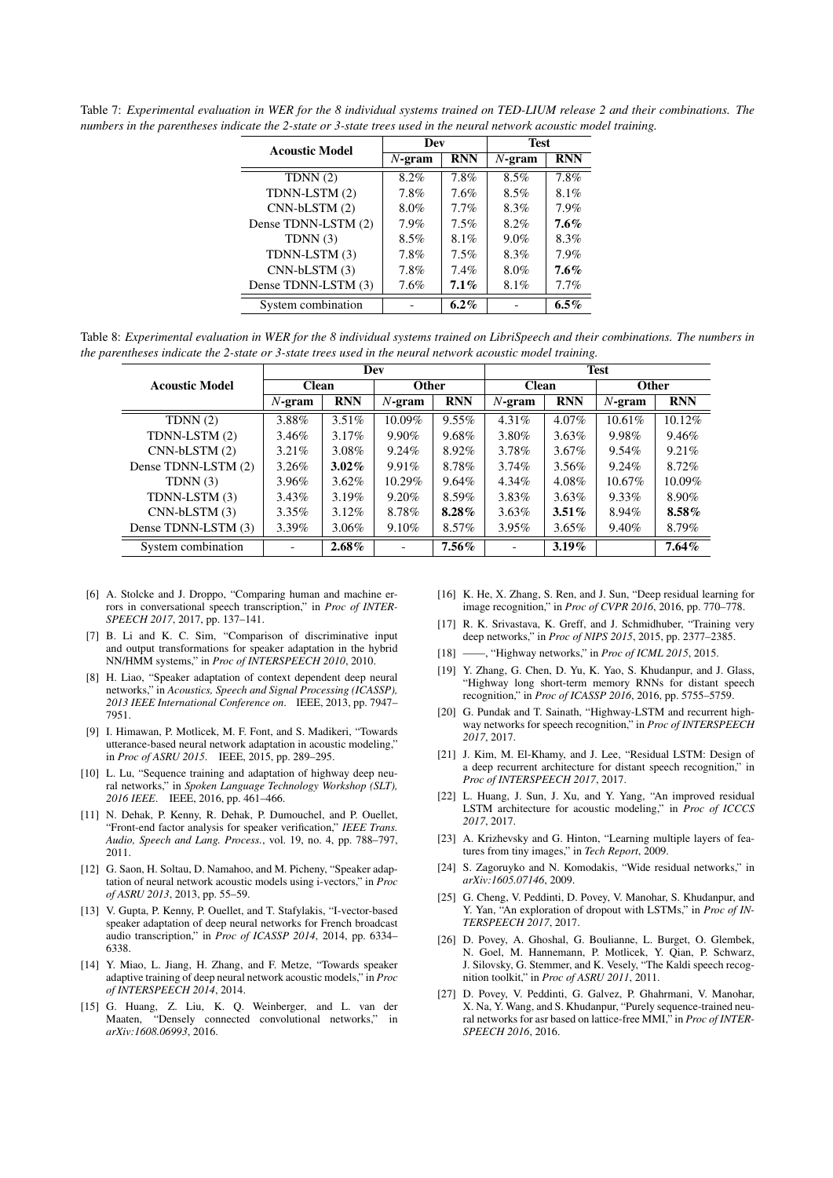Table 7: *Experimental evaluation in WER for the 8 individual systems trained on TED-LIUM release 2 and their combinations. The numbers in the parentheses indicate the 2-state or 3-state trees used in the neural network acoustic model training.*

| Acoustic Model | Dev | | Test | |
|---|---|---|---|---|
| | $N$-gram | RNN | $N$-gram | RNN |
| TDNN (2) | 8.2% | 7.8% | 8.5% | 7.8% |
| TDNN-LSTM (2) | 7.8% | 7.6% | 8.5% | 8.1% |
| CNN-bLSTM (2) | 8.0% | 7.7% | 8.3% | 7.9% |
| Dense TDNN-LSTM (2) | 7.9% | 7.5% | 8.2% | **7.6%** |
| TDNN (3) | 8.5% | 8.1% | 9.0% | 8.3% |
| TDNN-LSTM (3) | 7.8% | 7.5% | 8.3% | 7.9% |
| CNN-bLSTM (3) | 7.8% | 7.4% | 8.0% | **7.6%** |
| Dense TDNN-LSTM (3) | 7.6% | **7.1%** | 8.1% | 7.7% |
| System combination | - | **6.2%** | - | **6.5%** |

Table 8: *Experimental evaluation in WER for the 8 individual systems trained on LibriSpeech and their combinations. The numbers in the parentheses indicate the 2-state or 3-state trees used in the neural network acoustic model training.*

| Acoustic Model | Dev | | | | Test | | | |
|---|---|---|---|---|---|---|---|---|
| | Clean | | Other | | Clean | | Other | |
| | $N$-gram | RNN | $N$-gram | RNN | $N$-gram | RNN | $N$-gram | RNN |
| TDNN (2) | 3.88% | 3.51% | 10.09% | 9.55% | 4.31% | 4.07% | 10.61% | 10.12% |
| TDNN-LSTM (2) | 3.46% | 3.17% | 9.90% | 9.68% | 3.80% | 3.63% | 9.98% | 9.46% |
| CNN-bLSTM (2) | 3.21% | 3.08% | 9.24% | 8.92% | 3.78% | 3.67% | 9.54% | 9.21% |
| Dense TDNN-LSTM (2) | 3.26% | **3.02%** | 9.91% | 8.78% | 3.74% | 3.56% | 9.24% | 8.72% |
| TDNN (3) | 3.96% | 3.62% | 10.29% | 9.64% | 4.34% | 4.08% | 10.67% | 10.09% |
| TDNN-LSTM (3) | 3.43% | 3.19% | 9.20% | 8.59% | 3.83% | 3.63% | 9.33% | 8.90% |
| CNN-bLSTM (3) | 3.35% | 3.12% | 8.78% | **8.28%** | 3.63% | **3.51%** | 8.94% | **8.58%** |
| Dense TDNN-LSTM (3) | 3.39% | 3.06% | 9.10% | 8.57% | 3.95% | 3.65% | 9.40% | 8.79% |
| System combination | - | **2.68%** | - | **7.56%** | - | **3.19%** | | **7.64%** |

[6] A. Stolcke and J. Droppo, "Comparing human and machine errors in conversational speech transcription," in *Proc of INTERSPEECH 2017*, 2017, pp. 137–141.

[7] B. Li and K. C. Sim, "Comparison of discriminative input and output transformations for speaker adaptation in the hybrid NN/HMM systems," in *Proc of INTERSPEECH 2010*, 2010.

[8] H. Liao, "Speaker adaptation of context dependent deep neural networks," in *Acoustics, Speech and Signal Processing (ICASSP), 2013 IEEE International Conference on*. IEEE, 2013, pp. 7947–7951.

[9] I. Himawan, P. Motlicek, M. F. Font, and S. Madikeri, "Towards utterance-based neural network adaptation in acoustic modeling," in *Proc of ASRU 2015*. IEEE, 2015, pp. 289–295.

[10] L. Lu, "Sequence training and adaptation of highway deep neural networks," in *Spoken Language Technology Workshop (SLT), 2016 IEEE*. IEEE, 2016, pp. 461–466.

[11] N. Dehak, P. Kenny, R. Dehak, P. Dumouchel, and P. Ouellet, "Front-end factor analysis for speaker verification," *IEEE Trans. Audio, Speech and Lang. Process.*, vol. 19, no. 4, pp. 788–797, 2011.

[12] G. Saon, H. Soltau, D. Namahoo, and M. Picheny, "Speaker adaptation of neural network acoustic models using i-vectors," in *Proc of ASRU 2013*, 2013, pp. 55–59.

[13] V. Gupta, P. Kenny, P. Ouellet, and T. Stafylakis, "I-vector-based speaker adaptation of deep neural networks for French broadcast audio transcription," in *Proc of ICASSP 2014*, 2014, pp. 6334–6338.

[14] Y. Miao, L. Jiang, H. Zhang, and F. Metze, "Towards speaker adaptive training of deep neural network acoustic models," in *Proc of INTERSPEECH 2014*, 2014.

[15] G. Huang, Z. Liu, K. Q. Weinberger, and L. van der Maaten, "Densely connected convolutional networks," in *arXiv:1608.06993*, 2016.

[16] K. He, X. Zhang, S. Ren, and J. Sun, "Deep residual learning for image recognition," in *Proc of CVPR 2016*, 2016, pp. 770–778.

[17] R. K. Srivastava, K. Greff, and J. Schmidhuber, "Training very deep networks," in *Proc of NIPS 2015*, 2015, pp. 2377–2385.

[18] ——, "Highway networks," in *Proc of ICML 2015*, 2015.

[19] Y. Zhang, G. Chen, D. Yu, K. Yao, S. Khudanpur, and J. Glass, "Highway long short-term memory RNNs for distant speech recognition," in *Proc of ICASSP 2016*, 2016, pp. 5755–5759.

[20] G. Pundak and T. Sainath, "Highway-LSTM and recurrent highway networks for speech recognition," in *Proc of INTERSPEECH 2017*, 2017.

[21] J. Kim, M. El-Khamy, and J. Lee, "Residual LSTM: Design of a deep recurrent architecture for distant speech recognition," in *Proc of INTERSPEECH 2017*, 2017.

[22] L. Huang, J. Sun, J. Xu, and Y. Yang, "An improved residual LSTM architecture for acoustic modeling," in *Proc of ICCCS 2017*, 2017.

[23] A. Krizhevsky and G. Hinton, "Learning multiple layers of features from tiny images," in *Tech Report*, 2009.

[24] S. Zagoruyko and N. Komodakis, "Wide residual networks," in *arXiv:1605.07146*, 2009.

[25] G. Cheng, V. Peddinti, D. Povey, V. Manohar, S. Khudanpur, and Y. Yan, "An exploration of dropout with LSTMs," in *Proc of INTERSPEECH 2017*, 2017.

[26] D. Povey, A. Ghoshal, G. Boulianne, L. Burget, O. Glembek, N. Goel, M. Hannemann, P. Motlicek, Y. Qian, P. Schwarz, J. Silovsky, G. Stemmer, and K. Vesely, "The Kaldi speech recognition toolkit," in *Proc of ASRU 2011*, 2011.

[27] D. Povey, V. Peddinti, G. Galvez, P. Ghahrmani, V. Manohar, X. Na, Y. Wang, and S. Khudanpur, "Purely sequence-trained neural networks for asr based on lattice-free MMI," in *Proc of INTERSPEECH 2016*, 2016.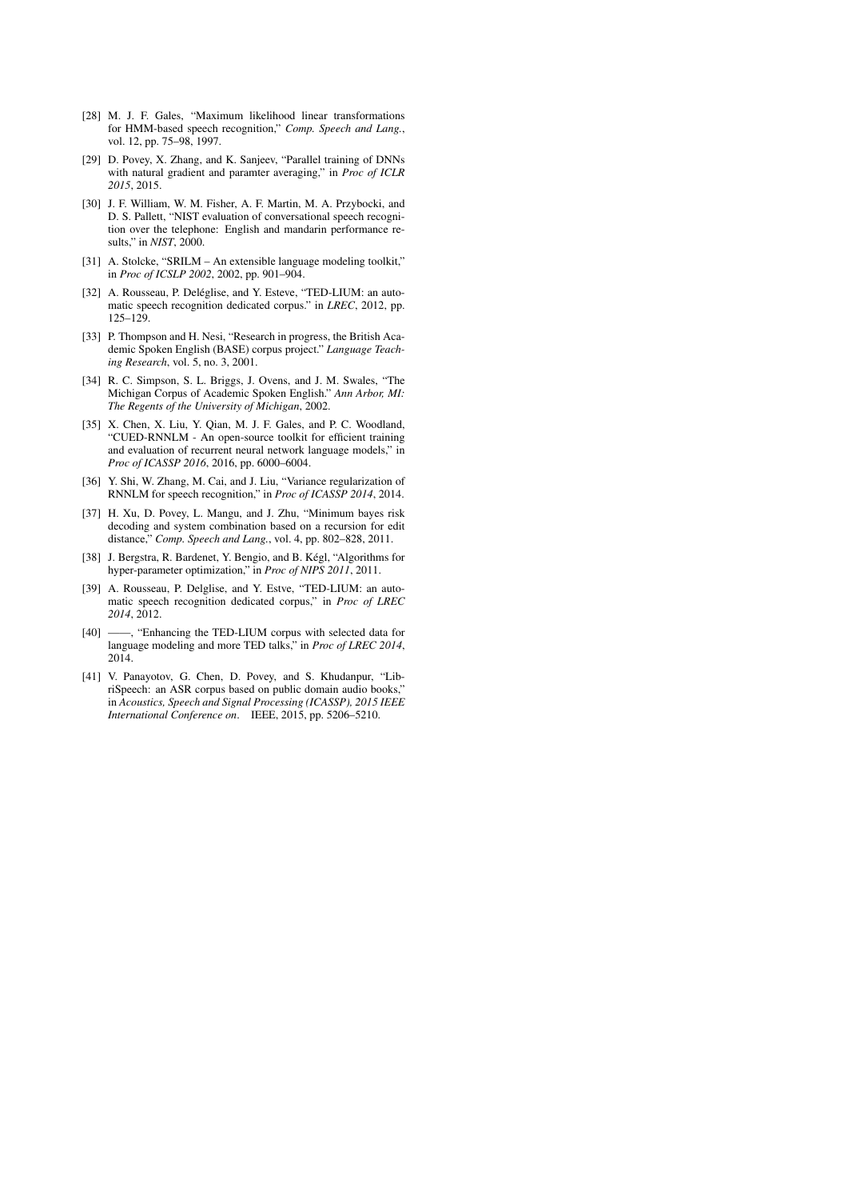[28] M. J. F. Gales, "Maximum likelihood linear transformations for HMM-based speech recognition," *Comp. Speech and Lang.*, vol. 12, pp. 75–98, 1997.

[29] D. Povey, X. Zhang, and K. Sanjeev, "Parallel training of DNNs with natural gradient and paramter averaging," in *Proc of ICLR 2015*, 2015.

[30] J. F. William, W. M. Fisher, A. F. Martin, M. A. Przybocki, and D. S. Pallett, "NIST evaluation of conversational speech recognition over the telephone: English and mandarin performance results," in *NIST*, 2000.

[31] A. Stolcke, "SRILM – An extensible language modeling toolkit," in *Proc of ICSLP 2002*, 2002, pp. 901–904.

[32] A. Rousseau, P. Deléglise, and Y. Esteve, "TED-LIUM: an automatic speech recognition dedicated corpus." in *LREC*, 2012, pp. 125–129.

[33] P. Thompson and H. Nesi, "Research in progress, the British Academic Spoken English (BASE) corpus project." *Language Teaching Research*, vol. 5, no. 3, 2001.

[34] R. C. Simpson, S. L. Briggs, J. Ovens, and J. M. Swales, "The Michigan Corpus of Academic Spoken English." *Ann Arbor, MI: The Regents of the University of Michigan*, 2002.

[35] X. Chen, X. Liu, Y. Qian, M. J. F. Gales, and P. C. Woodland, "CUED-RNNLM - An open-source toolkit for efficient training and evaluation of recurrent neural network language models," in *Proc of ICASSP 2016*, 2016, pp. 6000–6004.

[36] Y. Shi, W. Zhang, M. Cai, and J. Liu, "Variance regularization of RNNLM for speech recognition," in *Proc of ICASSP 2014*, 2014.

[37] H. Xu, D. Povey, L. Mangu, and J. Zhu, "Minimum bayes risk decoding and system combination based on a recursion for edit distance," *Comp. Speech and Lang.*, vol. 4, pp. 802–828, 2011.

[38] J. Bergstra, R. Bardenet, Y. Bengio, and B. Kégl, "Algorithms for hyper-parameter optimization," in *Proc of NIPS 2011*, 2011.

[39] A. Rousseau, P. Delglise, and Y. Estve, "TED-LIUM: an automatic speech recognition dedicated corpus," in *Proc of LREC 2014*, 2012.

[40] ——, "Enhancing the TED-LIUM corpus with selected data for language modeling and more TED talks," in *Proc of LREC 2014*, 2014.

[41] V. Panayotov, G. Chen, D. Povey, and S. Khudanpur, "LibriSpeech: an ASR corpus based on public domain audio books," in *Acoustics, Speech and Signal Processing (ICASSP), 2015 IEEE International Conference on*. IEEE, 2015, pp. 5206–5210.